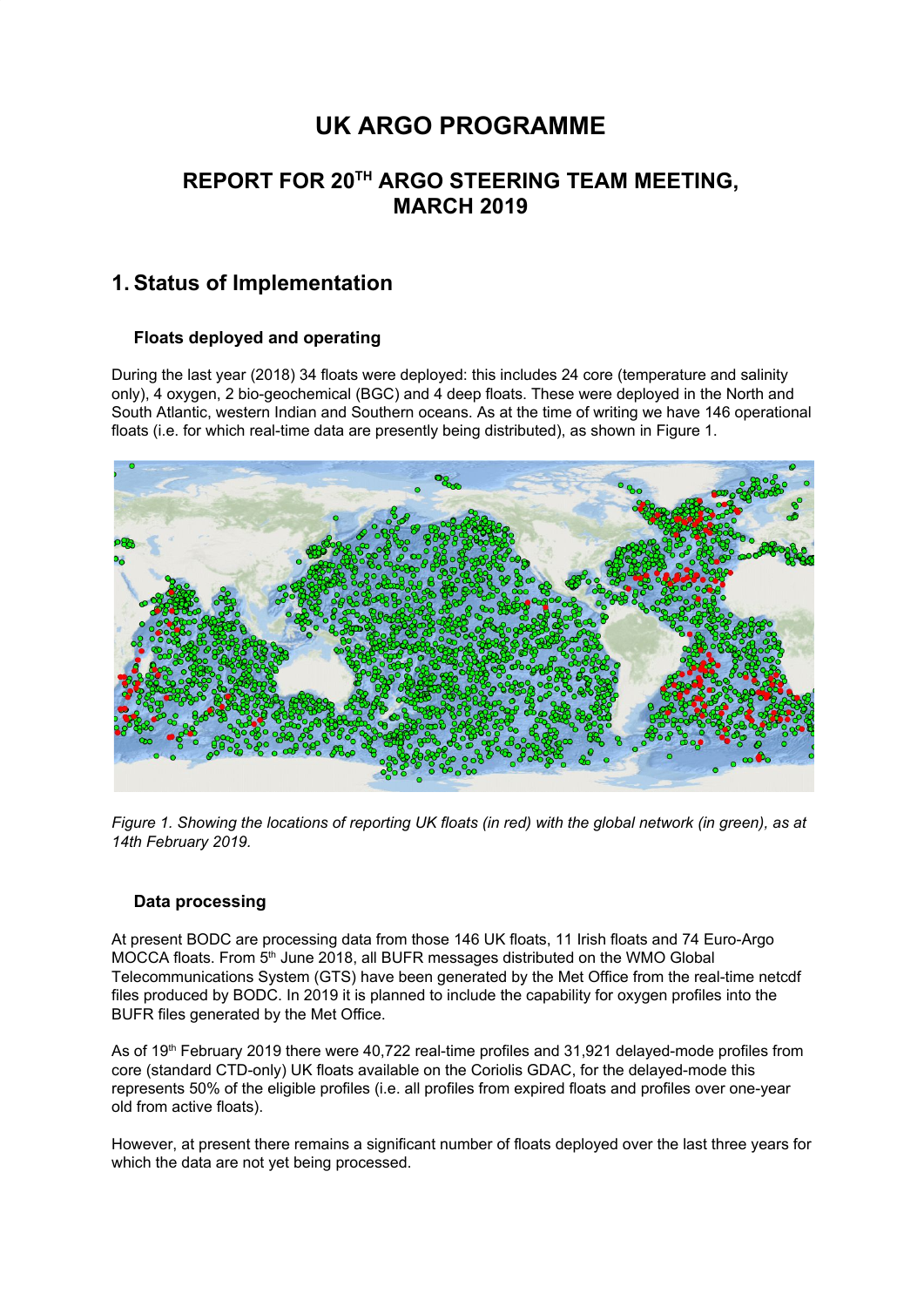# UK ARGO PROGRAMME

## REPORT FOR 20TH ARGO STEERING TEAM MEETING, MARCH 2019

## 1. Status of Implementation

### Floats deployed and operating

During the last year (2018) 34 floats were deployed: this includes 24 core (temperature and salinity only), 4 oxygen, 2 bio-geochemical (BGC) and 4 deep floats. These were deployed in the North and South Atlantic, western Indian and Southern oceans. As at the time of writing we have 146 operational floats (i.e. for which real-time data are presently being distributed), as shown in Figure 1.

*Figure 1. Showing the locations of reporting UK floats (in red) with the global network (in green), as at 14th February 2019.*

### Data processing

At present BODC are processing data from those 146 UK floats, 11 Irish floats and 74 Euro-Argo MOCCA floats. From 5th June 2018, all BUFR messages distributed on the WMO Global Telecommunications System (GTS) have been generated by the Met Office from the real-time netcdf files produced by BODC. In 2019 it is planned to include the capability for oxygen profiles into the BUFR files generated by the Met Office.

As of 19th February 2019 there were 40,722 real-time profiles and 31,921 delayed-mode profiles from core (standard CTD-only) UK floats available on the Coriolis GDAC, for the delayed-mode this represents 50% of the eligible profiles (i.e. all profiles from expired floats and profiles over one-year old from active floats).

However, at present there remains a significant number of floats deployed over the last three years for which the data are not yet being processed.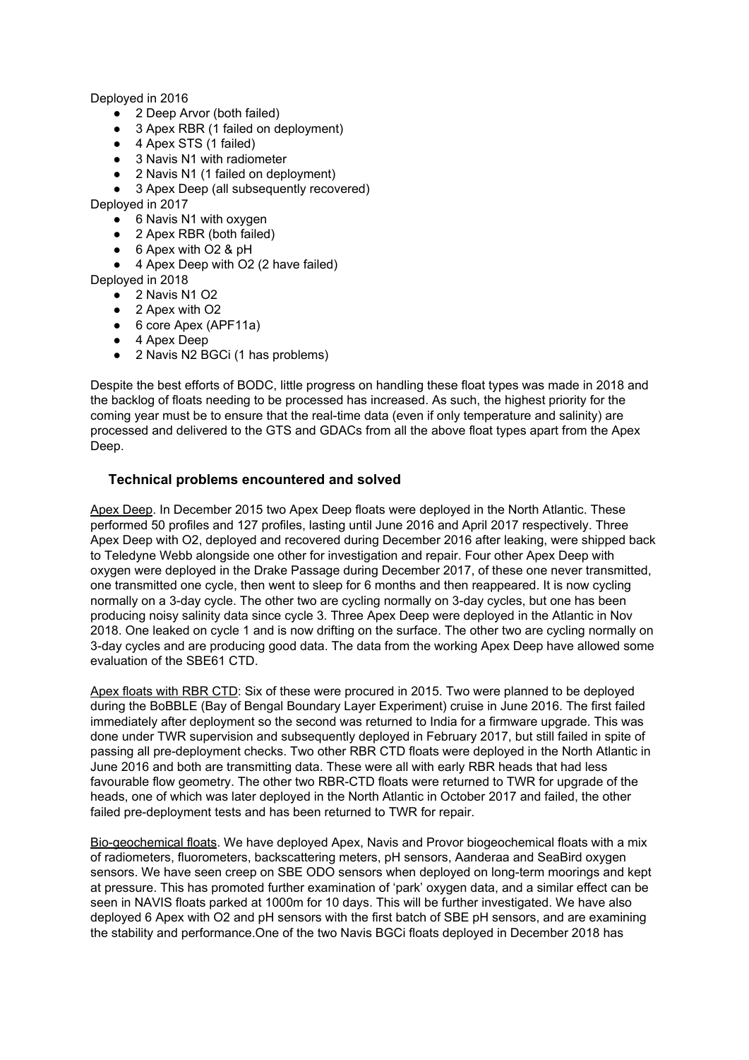Deployed in 2016

- 2 Deep Arvor (both failed)
- 3 Apex RBR (1 failed on deployment)
- 4 Apex STS (1 failed)
- 3 Navis N1 with radiometer
- 2 Navis N1 (1 failed on deployment)
- 3 Apex Deep (all subsequently recovered)

Deployed in 2017

- 6 Navis N1 with oxygen
- 2 Apex RBR (both failed)
- 6 Apex with O2 & pH
- 4 Apex Deep with O2 (2 have failed)

Deployed in 2018

- 2 Navis N1 O2
- 2 Apex with O2
- 6 core Apex (APF11a)
- 4 Apex Deep
- 2 Navis N2 BGCi (1 has problems)

Despite the best efforts of BODC, little progress on handling these float types was made in 2018 and the backlog of floats needing to be processed has increased. As such, the highest priority for the coming year must be to ensure that the real-time data (even if only temperature and salinity) are processed and delivered to the GTS and GDACs from all the above float types apart from the Apex Deep.

### Technical problems encountered and solved

Apex Deep. In December 2015 two Apex Deep floats were deployed in the North Atlantic. These performed 50 profiles and 127 profiles, lasting until June 2016 and April 2017 respectively. Three Apex Deep with O2, deployed and recovered during December 2016 after leaking, were shipped back to Teledyne Webb alongside one other for investigation and repair. Four other Apex Deep with oxygen were deployed in the Drake Passage during December 2017, of these one never transmitted, one transmitted one cycle, then went to sleep for 6 months and then reappeared. It is now cycling normally on a 3-day cycle. The other two are cycling normally on 3-day cycles, but one has been producing noisy salinity data since cycle 3. Three Apex Deep were deployed in the Atlantic in Nov 2018. One leaked on cycle 1 and is now drifting on the surface. The other two are cycling normally on 3-day cycles and are producing good data. The data from the working Apex Deep have allowed some evaluation of the SBE61 CTD.

Apex floats with RBR CTD: Six of these were procured in 2015. Two were planned to be deployed during the BoBBLE (Bay of Bengal Boundary Layer Experiment) cruise in June 2016. The first failed immediately after deployment so the second was returned to India for a firmware upgrade. This was done under TWR supervision and subsequently deployed in February 2017, but still failed in spite of passing all pre-deployment checks. Two other RBR CTD floats were deployed in the North Atlantic in June 2016 and both are transmitting data. These were all with early RBR heads that had less favourable flow geometry. The other two RBR-CTD floats were returned to TWR for upgrade of the heads, one of which was later deployed in the North Atlantic in October 2017 and failed, the other failed pre-deployment tests and has been returned to TWR for repair.

Bio-geochemical floats. We have deployed Apex, Navis and Provor biogeochemical floats with a mix of radiometers, fluorometers, backscattering meters, pH sensors, Aanderaa and SeaBird oxygen sensors. We have seen creep on SBE ODO sensors when deployed on long-term moorings and kept at pressure. This has promoted further examination of 'park' oxygen data, and a similar effect can be seen in NAVIS floats parked at 1000m for 10 days. This will be further investigated. We have also deployed 6 Apex with O2 and pH sensors with the first batch of SBE pH sensors, and are examining the stability and performance.One of the two Navis BGCi floats deployed in December 2018 has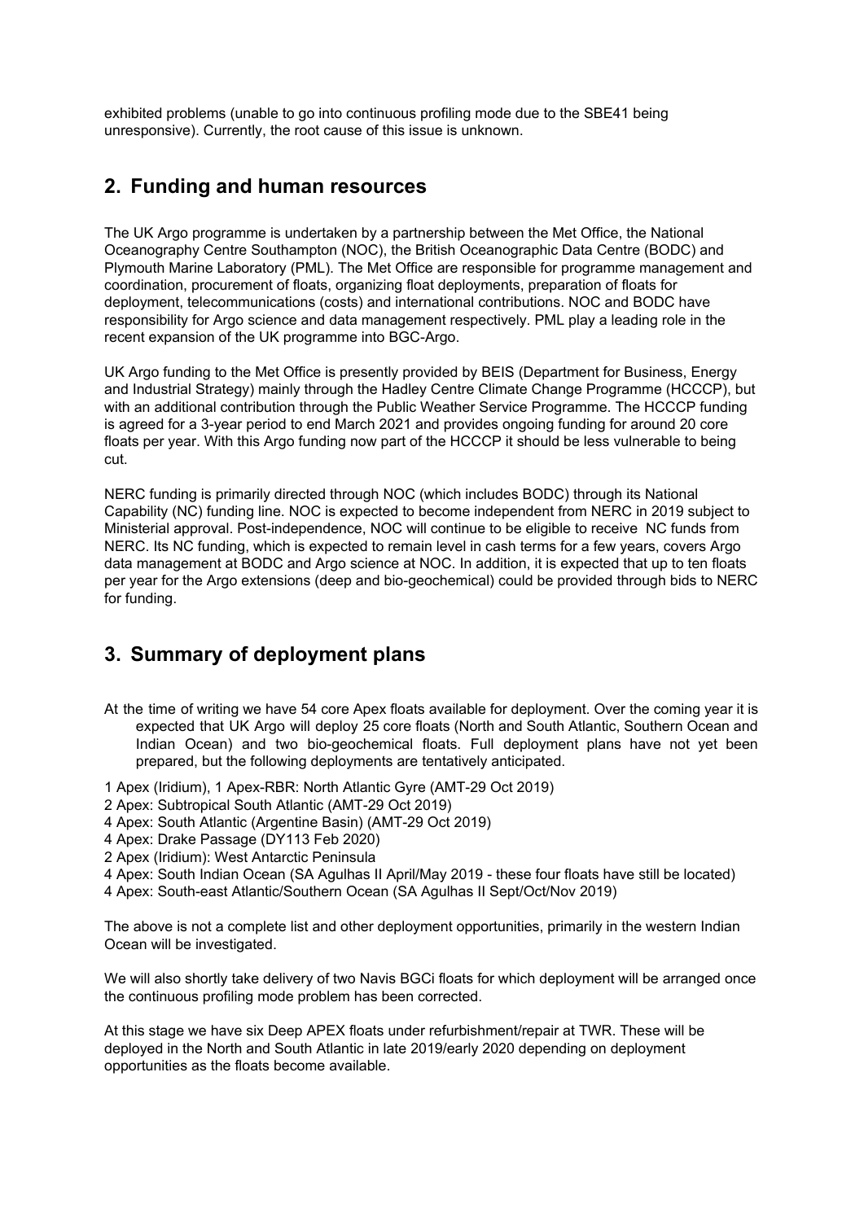exhibited problems (unable to go into continuous profiling mode due to the SBE41 being unresponsive). Currently, the root cause of this issue is unknown.

## 2. Funding and human resources

The UK Argo programme is undertaken by a partnership between the Met Office, the National Oceanography Centre Southampton (NOC), the British Oceanographic Data Centre (BODC) and Plymouth Marine Laboratory (PML). The Met Office are responsible for programme management and coordination, procurement of floats, organizing float deployments, preparation of floats for deployment, telecommunications (costs) and international contributions. NOC and BODC have responsibility for Argo science and data management respectively. PML play a leading role in the recent expansion of the UK programme into BGC-Argo.

UK Argo funding to the Met Office is presently provided by BEIS (Department for Business, Energy and Industrial Strategy) mainly through the Hadley Centre Climate Change Programme (HCCCP), but with an additional contribution through the Public Weather Service Programme. The HCCCP funding is agreed for a 3-year period to end March 2021 and provides ongoing funding for around 20 core floats per year. With this Argo funding now part of the HCCCP it should be less vulnerable to being cut.

NERC funding is primarily directed through NOC (which includes BODC) through its National Capability (NC) funding line. NOC is expected to become independent from NERC in 2019 subject to Ministerial approval. Post-independence, NOC will continue to be eligible to receive NC funds from NERC. Its NC funding, which is expected to remain level in cash terms for a few years, covers Argo data management at BODC and Argo science at NOC. In addition, it is expected that up to ten floats per year for the Argo extensions (deep and bio-geochemical) could be provided through bids to NERC for funding.

## 3. Summary of deployment plans

At the time of writing we have 54 core Apex floats available for deployment. Over the coming year it is expected that UK Argo will deploy 25 core floats (North and South Atlantic, Southern Ocean and Indian Ocean) and two bio-geochemical floats. Full deployment plans have not yet been prepared, but the following deployments are tentatively anticipated.

1 Apex (Iridium), 1 Apex-RBR: North Atlantic Gyre (AMT-29 Oct 2019)
2 Apex: Subtropical South Atlantic (AMT-29 Oct 2019)
4 Apex: South Atlantic (Argentine Basin) (AMT-29 Oct 2019)
4 Apex: Drake Passage (DY113 Feb 2020)
2 Apex (Iridium): West Antarctic Peninsula
4 Apex: South Indian Ocean (SA Agulhas II April/May 2019 - these four floats have still be located)
4 Apex: South-east Atlantic/Southern Ocean (SA Agulhas II Sept/Oct/Nov 2019)

The above is not a complete list and other deployment opportunities, primarily in the western Indian Ocean will be investigated.

We will also shortly take delivery of two Navis BGCi floats for which deployment will be arranged once the continuous profiling mode problem has been corrected.

At this stage we have six Deep APEX floats under refurbishment/repair at TWR. These will be deployed in the North and South Atlantic in late 2019/early 2020 depending on deployment opportunities as the floats become available.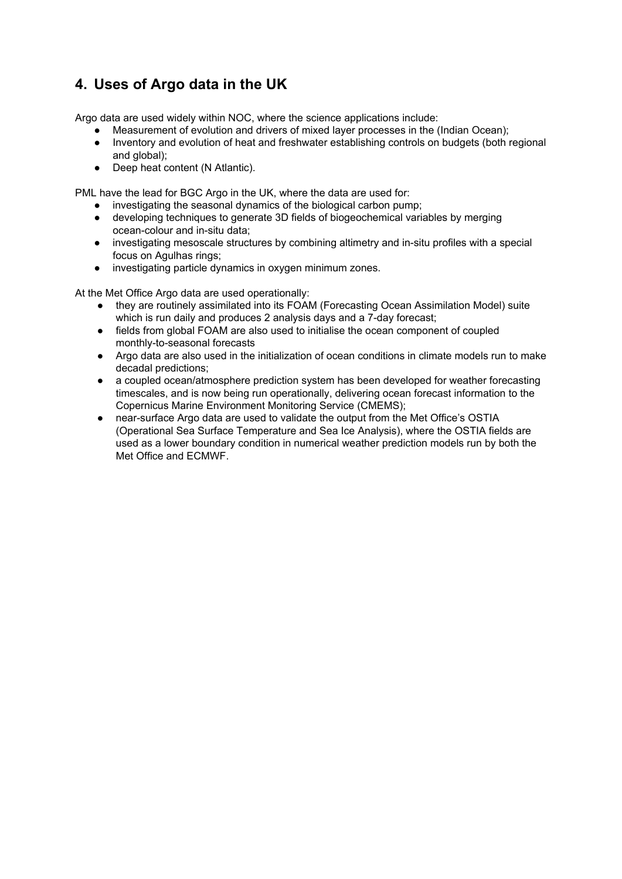## 4. Uses of Argo data in the UK

Argo data are used widely within NOC, where the science applications include:

- Measurement of evolution and drivers of mixed layer processes in the (Indian Ocean);
- Inventory and evolution of heat and freshwater establishing controls on budgets (both regional and global);
- Deep heat content (N Atlantic).

PML have the lead for BGC Argo in the UK, where the data are used for:

- investigating the seasonal dynamics of the biological carbon pump;
- developing techniques to generate 3D fields of biogeochemical variables by merging ocean-colour and in-situ data;
- investigating mesoscale structures by combining altimetry and in-situ profiles with a special focus on Agulhas rings;
- investigating particle dynamics in oxygen minimum zones.

At the Met Office Argo data are used operationally:

- they are routinely assimilated into its FOAM (Forecasting Ocean Assimilation Model) suite which is run daily and produces 2 analysis days and a 7-day forecast;
- fields from global FOAM are also used to initialise the ocean component of coupled monthly-to-seasonal forecasts
- Argo data are also used in the initialization of ocean conditions in climate models run to make decadal predictions;
- a coupled ocean/atmosphere prediction system has been developed for weather forecasting timescales, and is now being run operationally, delivering ocean forecast information to the Copernicus Marine Environment Monitoring Service (CMEMS);
- near-surface Argo data are used to validate the output from the Met Office's OSTIA (Operational Sea Surface Temperature and Sea Ice Analysis), where the OSTIA fields are used as a lower boundary condition in numerical weather prediction models run by both the Met Office and ECMWF.